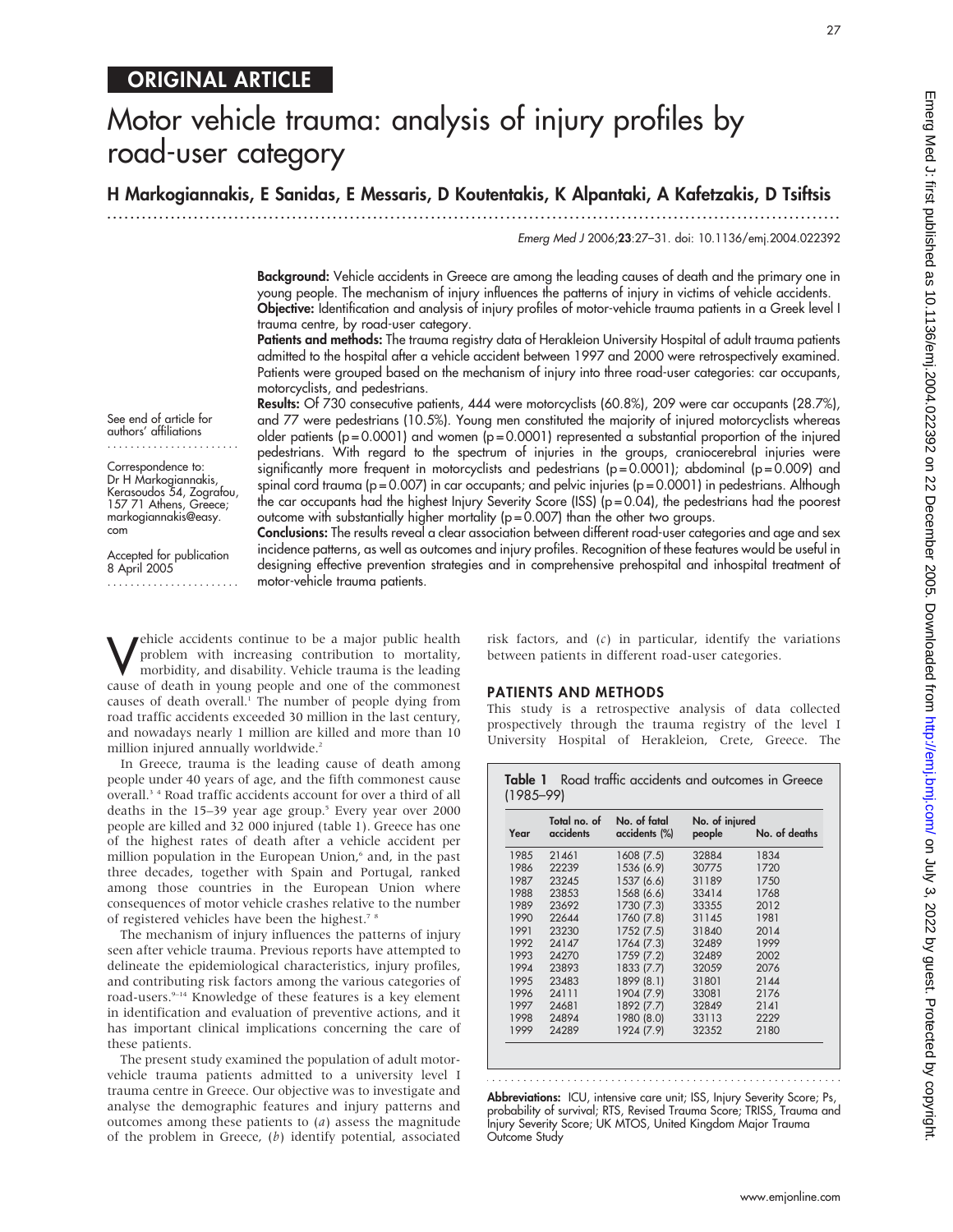ORIGINAL ARTICLE

# Motor vehicle trauma: analysis of injury profiles by road-user category

## H Markogiannakis, E Sanidas, E Messaris, D Koutentakis, K Alpantaki, A Kafetzakis, D Tsiftsis

See end of article for authors' affiliations

Correspondence to: Dr H Markogiannakis, Kerasoudos 54, Zografou, 157 71 Athens, Greece; markogiannakis@easy.com

Accepted for publication 8 April 2005

**Background:** Vehicle accidents in Greece are among the leading causes of death and the primary one in young people. The mechanism of injury influences the patterns of injury in victims of vehicle accidents.

**Objective:** Identification and analysis of injury profiles of motor-vehicle trauma patients in a Greek level I trauma centre, by road-user category.

**Patients and methods:** The trauma registry data of Herakleion University Hospital of adult trauma patients admitted to the hospital after a vehicle accident between 1997 and 2000 were retrospectively examined. Patients were grouped based on the mechanism of injury into three road-user categories: car occupants, motorcyclists, and pedestrians.

**Results:** Of 730 consecutive patients, 444 were motorcyclists (60.8%), 209 were car occupants (28.7%), and 77 were pedestrians (10.5%). Young men constituted the majority of injured motorcyclists whereas older patients (p = 0.0001) and women (p = 0.0001) represented a substantial proportion of the injured pedestrians. With regard to the spectrum of injuries in the groups, craniocerebral injuries were significantly more frequent in motorcyclists and pedestrians (p = 0.0001); abdominal (p = 0.009) and spinal cord trauma (p = 0.007) in car occupants; and pelvic injuries (p = 0.0001) in pedestrians. Although the car occupants had the highest Injury Severity Score (ISS) (p = 0.04), the pedestrians had the poorest outcome with substantially higher mortality (p = 0.007) than the other two groups.

**Conclusions:** The results reveal a clear association between different road-user categories and age and sex incidence patterns, as well as outcomes and injury profiles. Recognition of these features would be useful in designing effective prevention strategies and in comprehensive prehospital and inhospital treatment of motor-vehicle trauma patients.

Vehicle accidents continue to be a major public health problem with increasing contribution to mortality, morbidity, and disability. Vehicle trauma is the leading cause of death in young people and one of the commonest causes of death overall.[1] The number of people dying from road traffic accidents exceeded 30 million in the last century, and nowadays nearly 1 million are killed and more than 10 million injured annually worldwide.[2]

In Greece, trauma is the leading cause of death among people under 40 years of age, and the fifth commonest cause overall.[3 4] Road traffic accidents account for over a third of all deaths in the 15–39 year age group.[5] Every year over 2000 people are killed and 32 000 injured (table 1). Greece has one of the highest rates of death after a vehicle accident per million population in the European Union,[6] and, in the past three decades, together with Spain and Portugal, ranked among those countries in the European Union where consequences of motor vehicle crashes relative to the number of registered vehicles have been the highest.[7 8]

The mechanism of injury influences the patterns of injury seen after vehicle trauma. Previous reports have attempted to delineate the epidemiological characteristics, injury profiles, and contributing risk factors among the various categories of road-users.[9–14] Knowledge of these features is a key element in identification and evaluation of preventive actions, and it has important clinical implications concerning the care of these patients.

The present study examined the population of adult motor-vehicle trauma patients admitted to a university level I trauma centre in Greece. Our objective was to investigate and analyse the demographic features and injury patterns and outcomes among these patients to (*a*) assess the magnitude of the problem in Greece, (*b*) identify potential, associated risk factors, and (*c*) in particular, identify the variations between patients in different road-user categories.

## PATIENTS AND METHODS

This study is a retrospective analysis of data collected prospectively through the trauma registry of the level I University Hospital of Herakleion, Crete, Greece. The

**Table 1** Road traffic accidents and outcomes in Greece (1985–99)

| Year | Total no. of accidents | No. of fatal accidents (%) | No. of injured people | No. of deaths |
|---|---|---|---|---|
| 1985 | 21461 | 1608 (7.5) | 32884 | 1834 |
| 1986 | 22239 | 1536 (6.9) | 30775 | 1720 |
| 1987 | 23245 | 1537 (6.6) | 31189 | 1750 |
| 1988 | 23853 | 1568 (6.6) | 33414 | 1768 |
| 1989 | 23692 | 1730 (7.3) | 33355 | 2012 |
| 1990 | 22644 | 1760 (7.8) | 31145 | 1981 |
| 1991 | 23230 | 1752 (7.5) | 31840 | 2014 |
| 1992 | 24147 | 1764 (7.3) | 32489 | 1999 |
| 1993 | 24270 | 1759 (7.2) | 32489 | 2002 |
| 1994 | 23893 | 1833 (7.7) | 32059 | 2076 |
| 1995 | 23483 | 1899 (8.1) | 31801 | 2144 |
| 1996 | 24111 | 1904 (7.9) | 33081 | 2176 |
| 1997 | 24681 | 1892 (7.7) | 32849 | 2141 |
| 1998 | 24894 | 1980 (8.0) | 33113 | 2229 |
| 1999 | 24289 | 1924 (7.9) | 32352 | 2180 |

**Abbreviations:** ICU, intensive care unit; ISS, Injury Severity Score; Ps, probability of survival; RTS, Revised Trauma Score; TRISS, Trauma and Injury Severity Score; UK MTOS, United Kingdom Major Trauma Outcome Study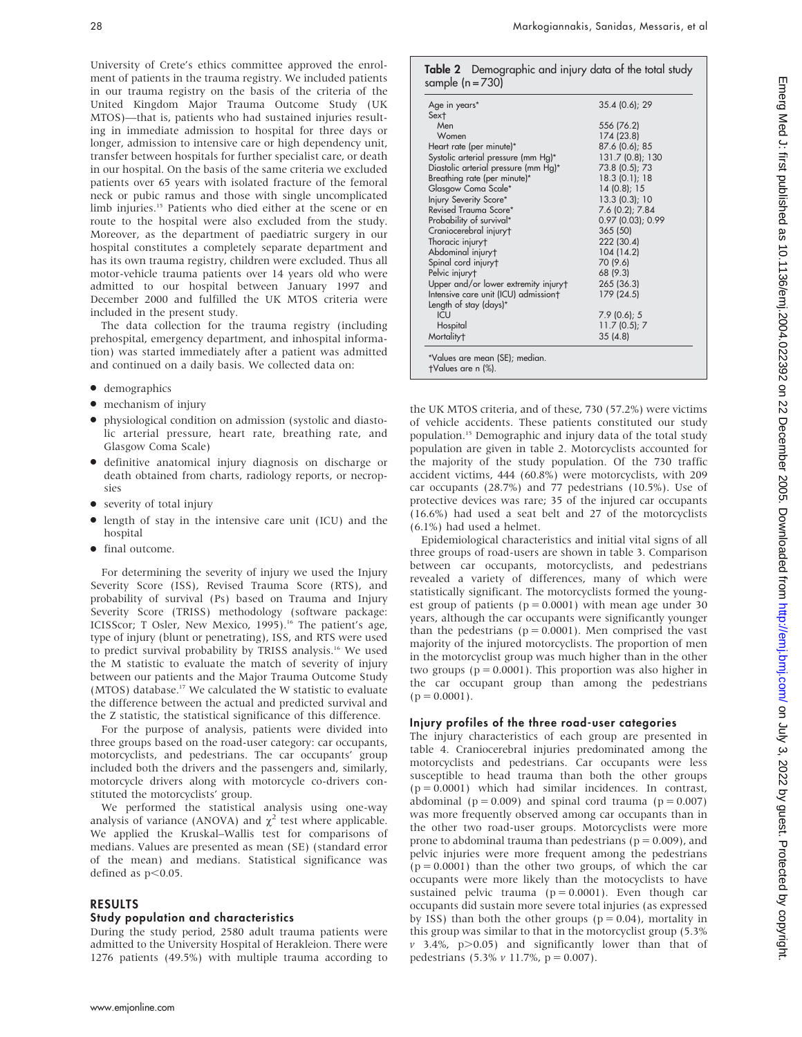University of Crete's ethics committee approved the enrolment of patients in the trauma registry. We included patients in our trauma registry on the basis of the criteria of the United Kingdom Major Trauma Outcome Study (UK MTOS)—that is, patients who had sustained injuries resulting in immediate admission to hospital for three days or longer, admission to intensive care or high dependency unit, transfer between hospitals for further specialist care, or death in our hospital. On the basis of the same criteria we excluded patients over 65 years with isolated fracture of the femoral neck or pubic ramus and those with single uncomplicated limb injuries.[15] Patients who died either at the scene or en route to the hospital were also excluded from the study. Moreover, as the department of paediatric surgery in our hospital constitutes a completely separate department and has its own trauma registry, children were excluded. Thus all motor-vehicle trauma patients over 14 years old who were admitted to our hospital between January 1997 and December 2000 and fulfilled the UK MTOS criteria were included in the present study.

The data collection for the trauma registry (including prehospital, emergency department, and inhospital information) was started immediately after a patient was admitted and continued on a daily basis. We collected data on:

- demographics
- mechanism of injury
- physiological condition on admission (systolic and diastolic arterial pressure, heart rate, breathing rate, and Glasgow Coma Scale)
- definitive anatomical injury diagnosis on discharge or death obtained from charts, radiology reports, or necropsies
- severity of total injury
- length of stay in the intensive care unit (ICU) and the hospital
- final outcome.

For determining the severity of injury we used the Injury Severity Score (ISS), Revised Trauma Score (RTS), and probability of survival (Ps) based on Trauma and Injury Severity Score (TRISS) methodology (software package: ICISScor; T Osler, New Mexico, 1995).[16] The patient's age, type of injury (blunt or penetrating), ISS, and RTS were used to predict survival probability by TRISS analysis.[16] We used the M statistic to evaluate the match of severity of injury between our patients and the Major Trauma Outcome Study (MTOS) database.[17] We calculated the W statistic to evaluate the difference between the actual and predicted survival and the Z statistic, the statistical significance of this difference.

For the purpose of analysis, patients were divided into three groups based on the road-user category: car occupants, motorcyclists, and pedestrians. The car occupants' group included both the drivers and the passengers and, similarly, motorcycle drivers along with motorcycle co-drivers constituted the motorcyclists' group.

We performed the statistical analysis using one-way analysis of variance (ANOVA) and $\chi^2$ test where applicable. We applied the Kruskal–Wallis test for comparisons of medians. Values are presented as mean (SE) (standard error of the mean) and medians. Statistical significance was defined as $p<0.05$.

## RESULTS

### Study population and characteristics

During the study period, 2580 adult trauma patients were admitted to the University Hospital of Herakleion. There were 1276 patients (49.5%) with multiple trauma according to the UK MTOS criteria, and of these, 730 (57.2%) were victims of vehicle accidents. These patients constituted our study population.[15] Demographic and injury data of the total study population are given in table 2. Motorcyclists accounted for the majority of the study population. Of the 730 traffic accident victims, 444 (60.8%) were motorcyclists, with 209 car occupants (28.7%) and 77 pedestrians (10.5%). Use of protective devices was rare; 35 of the injured car occupants (16.6%) had used a seat belt and 27 of the motorcyclists (6.1%) had used a helmet.

**Table 2** Demographic and injury data of the total study sample (n = 730)

| | |
|---|---|
| Age in years* | 35.4 (0.6); 29 |
| Sex† | |
| Men | 556 (76.2) |
| Women | 174 (23.8) |
| Heart rate (per minute)* | 87.6 (0.6); 85 |
| Systolic arterial pressure (mm Hg)* | 131.7 (0.8); 130 |
| Diastolic arterial pressure (mm Hg)* | 73.8 (0.5); 73 |
| Breathing rate (per minute)* | 18.3 (0.1); 18 |
| Glasgow Coma Scale* | 14 (0.8); 15 |
| Injury Severity Score* | 13.3 (0.3); 10 |
| Revised Trauma Score* | 7.6 (0.2); 7.84 |
| Probability of survival* | 0.97 (0.03); 0.99 |
| Craniocerebral injury† | 365 (50) |
| Thoracic injury† | 222 (30.4) |
| Abdominal injury† | 104 (14.2) |
| Spinal cord injury† | 70 (9.6) |
| Pelvic injury† | 68 (9.3) |
| Upper and/or lower extremity injury† | 265 (36.3) |
| Intensive care unit (ICU) admission† | 179 (24.5) |
| Length of stay (days)* | |
| ICU | 7.9 (0.6); 5 |
| Hospital | 11.7 (0.5); 7 |
| Mortality† | 35 (4.8) |

*Values are mean (SE); median.
†Values are n (%).

Epidemiological characteristics and initial vital signs of all three groups of road-users are shown in table 3. Comparison between car occupants, motorcyclists, and pedestrians revealed a variety of differences, many of which were statistically significant. The motorcyclists formed the youngest group of patients ($p = 0.0001$) with mean age under 30 years, although the car occupants were significantly younger than the pedestrians ($p = 0.0001$). Men comprised the vast majority of the injured motorcyclists. The proportion of men in the motorcyclist group was much higher than in the other two groups ($p = 0.0001$). This proportion was also higher in the car occupant group than among the pedestrians ($p = 0.0001$).

### Injury profiles of the three road-user categories

The injury characteristics of each group are presented in table 4. Craniocerebral injuries predominated among the motorcyclists and pedestrians. Car occupants were less susceptible to head trauma than both the other groups ($p = 0.0001$) which had similar incidences. In contrast, abdominal ($p = 0.009$) and spinal cord trauma ($p = 0.007$) was more frequently observed among car occupants than in the other two road-user groups. Motorcyclists were more prone to abdominal trauma than pedestrians ($p = 0.009$), and pelvic injuries were more frequent among the pedestrians ($p = 0.0001$) than the other two groups, of which the car occupants were more likely than the motocyclists to have sustained pelvic trauma ($p = 0.0001$). Even though car occupants did sustain more severe total injuries (as expressed by ISS) than both the other groups ($p = 0.04$), mortality in this group was similar to that in the motorcyclist group (5.3% *v* 3.4%, $p>0.05$) and significantly lower than that of pedestrians (5.3% *v* 11.7%, $p = 0.007$).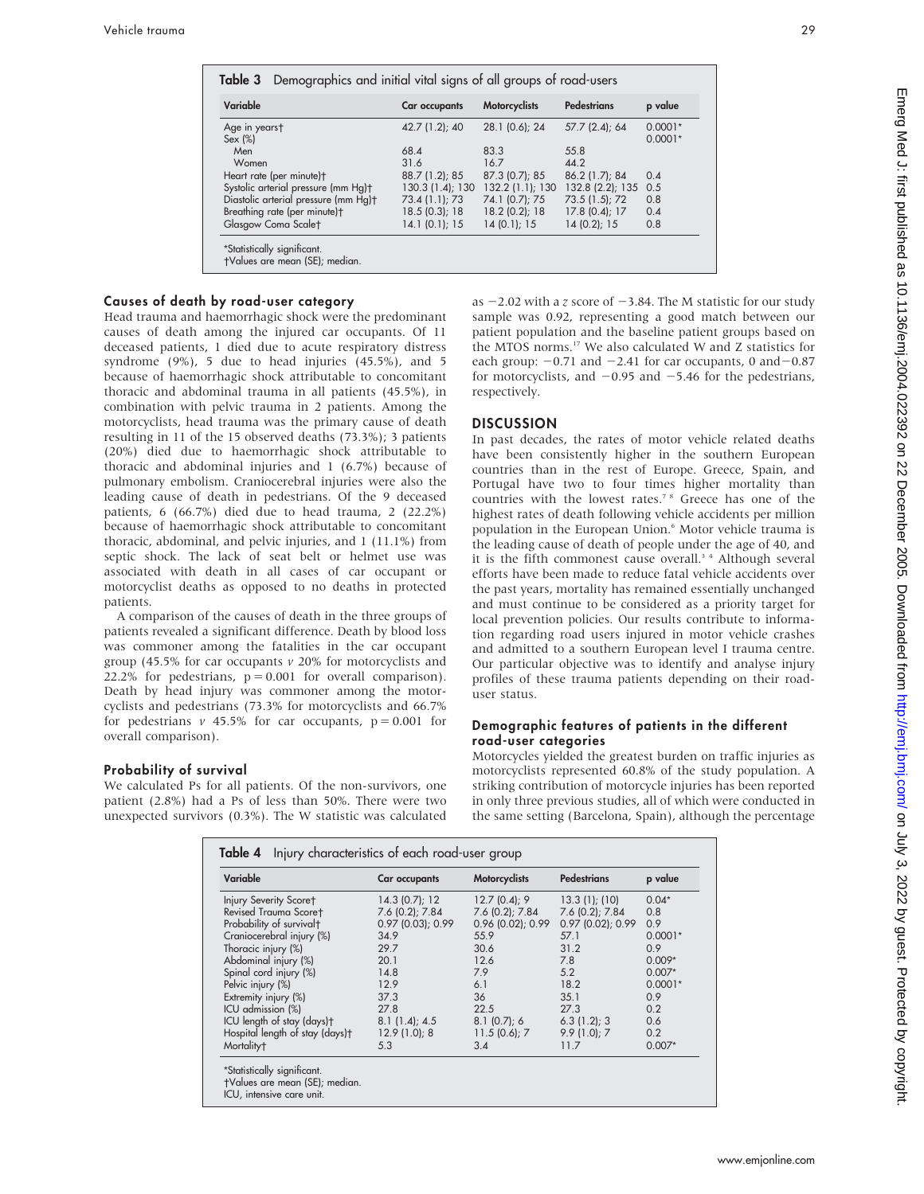**Table 3** Demographics and initial vital signs of all groups of road-users

| Variable | Car occupants | Motorcyclists | Pedestrians | p value |
|---|---|---|---|---|
| Age in years† | 42.7 (1.2); 40 | 28.1 (0.6); 24 | 57.7 (2.4); 64 | 0.0001* |
| Sex (%) | | | | 0.0001* |
| Men | 68.4 | 83.3 | 55.8 | |
| Women | 31.6 | 16.7 | 44.2 | |
| Heart rate (per minute)† | 88.7 (1.2); 85 | 87.3 (0.7); 85 | 86.2 (1.7); 84 | 0.4 |
| Systolic arterial pressure (mm Hg)† | 130.3 (1.4); 130 | 132.2 (1.1); 130 | 132.8 (2.2); 135 | 0.5 |
| Diastolic arterial pressure (mm Hg)† | 73.4 (1.1); 73 | 74.1 (0.7); 75 | 73.5 (1.5); 72 | 0.8 |
| Breathing rate (per minute)† | 18.5 (0.3); 18 | 18.2 (0.2); 18 | 17.8 (0.4); 17 | 0.4 |
| Glasgow Coma Scale† | 14.1 (0.1); 15 | 14 (0.1); 15 | 14 (0.2); 15 | 0.8 |

*Statistically significant.
†Values are mean (SE); median.

### Causes of death by road-user category

Head trauma and haemorrhagic shock were the predominant causes of death among the injured car occupants. Of 11 deceased patients, 1 died due to acute respiratory distress syndrome (9%), 5 due to head injuries (45.5%), and 5 because of haemorrhagic shock attributable to concomitant thoracic and abdominal trauma in all patients (45.5%), in combination with pelvic trauma in 2 patients. Among the motorcyclists, head trauma was the primary cause of death resulting in 11 of the 15 observed deaths (73.3%); 3 patients (20%) died due to haemorrhagic shock attributable to thoracic and abdominal injuries and 1 (6.7%) because of pulmonary embolism. Craniocerebral injuries were also the leading cause of death in pedestrians. Of the 9 deceased patients, 6 (66.7%) died due to head trauma, 2 (22.2%) because of haemorrhagic shock attributable to concomitant thoracic, abdominal, and pelvic injuries, and 1 (11.1%) from septic shock. The lack of seat belt or helmet use was associated with death in all cases of car occupant or motorcyclist deaths as opposed to no deaths in protected patients.

A comparison of the causes of death in the three groups of patients revealed a significant difference. Death by blood loss was commoner among the fatalities in the car occupant group (45.5% for car occupants *v* 20% for motorcyclists and 22.2% for pedestrians, $p = 0.001$ for overall comparison). Death by head injury was commoner among the motorcyclists and pedestrians (73.3% for motorcyclists and 66.7% for pedestrians *v* 45.5% for car occupants, $p = 0.001$ for overall comparison).

### Probability of survival

We calculated Ps for all patients. Of the non-survivors, one patient (2.8%) had a Ps of less than 50%. There were two unexpected survivors (0.3%). The W statistic was calculated as $-2.02$ with a *z* score of $-3.84$. The M statistic for our study sample was 0.92, representing a good match between our patient population and the baseline patient groups based on the MTOS norms.[17] We also calculated W and Z statistics for each group: $-0.71$ and $-2.41$ for car occupants, 0 and $-0.87$ for motorcyclists, and $-0.95$ and $-5.46$ for the pedestrians, respectively.

## DISCUSSION

In past decades, the rates of motor vehicle related deaths have been consistently higher in the southern European countries than in the rest of Europe. Greece, Spain, and Portugal have two to four times higher mortality than countries with the lowest rates.[7 8] Greece has one of the highest rates of death following vehicle accidents per million population in the European Union.[6] Motor vehicle trauma is the leading cause of death of people under the age of 40, and it is the fifth commonest cause overall.[3 4] Although several efforts have been made to reduce fatal vehicle accidents over the past years, mortality has remained essentially unchanged and must continue to be considered as a priority target for local prevention policies. Our results contribute to information regarding road users injured in motor vehicle crashes and admitted to a southern European level I trauma centre. Our particular objective was to identify and analyse injury profiles of these trauma patients depending on their road-user status.

### Demographic features of patients in the different road-user categories

Motorcycles yielded the greatest burden on traffic injuries as motorcyclists represented 60.8% of the study population. A striking contribution of motorcycle injuries has been reported in only three previous studies, all of which were conducted in the same setting (Barcelona, Spain), although the percentage

**Table 4** Injury characteristics of each road-user group

| Variable | Car occupants | Motorcyclists | Pedestrians | p value |
|---|---|---|---|---|
| Injury Severity Score† | 14.3 (0.7); 12 | 12.7 (0.4); 9 | 13.3 (1); (10) | 0.04* |
| Revised Trauma Score† | 7.6 (0.2); 7.84 | 7.6 (0.2); 7.84 | 7.6 (0.2); 7.84 | 0.8 |
| Probability of survival† | 0.97 (0.03); 0.99 | 0.96 (0.02); 0.99 | 0.97 (0.02); 0.99 | 0.9 |
| Craniocerebral injury (%) | 34.9 | 55.9 | 57.1 | 0.0001* |
| Thoracic injury (%) | 29.7 | 30.6 | 31.2 | 0.9 |
| Abdominal injury (%) | 20.1 | 12.6 | 7.8 | 0.009* |
| Spinal cord injury (%) | 14.8 | 7.9 | 5.2 | 0.007* |
| Pelvic injury (%) | 12.9 | 6.1 | 18.2 | 0.0001* |
| Extremity injury (%) | 37.3 | 36 | 35.1 | 0.9 |
| ICU admission (%) | 27.8 | 22.5 | 27.3 | 0.2 |
| ICU length of stay (days)† | 8.1 (1.4); 4.5 | 8.1 (0.7); 6 | 6.3 (1.2); 3 | 0.6 |
| Hospital length of stay (days)† | 12.9 (1.0); 8 | 11.5 (0.6); 7 | 9.9 (1.0); 7 | 0.2 |
| Mortality† | 5.3 | 3.4 | 11.7 | 0.007* |

*Statistically significant.
†Values are mean (SE); median.
ICU, intensive care unit.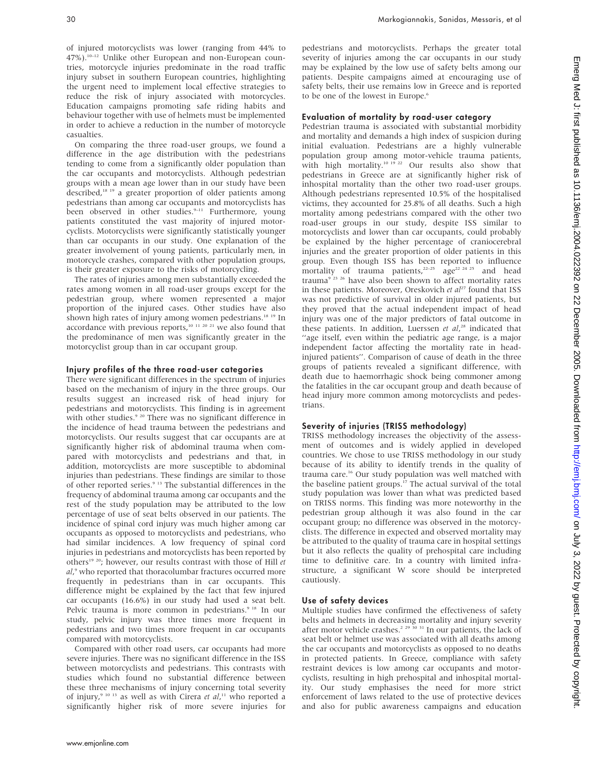of injured motorcyclists was lower (ranging from 44% to 47%).[10–12] Unlike other European and non-European countries, motorcycle injuries predominate in the road traffic injury subset in southern European countries, highlighting the urgent need to implement local effective strategies to reduce the risk of injury associated with motorcycles. Education campaigns promoting safe riding habits and behaviour together with use of helmets must be implemented in order to achieve a reduction in the number of motorcycle casualties.

On comparing the three road-user groups, we found a difference in the age distribution with the pedestrians tending to come from a significantly older population than the car occupants and motorcyclists. Although pedestrian groups with a mean age lower than in our study have been described,[18 19] a greater proportion of older patients among pedestrians than among car occupants and motorcyclists has been observed in other studies.[9–11] Furthermore, young patients constituted the vast majority of injured motorcyclists. Motorcyclists were significantly statistically younger than car occupants in our study. One explanation of the greater involvement of young patients, particularly men, in motorcycle crashes, compared with other population groups, is their greater exposure to the risks of motorcycling.

The rates of injuries among men substantially exceeded the rates among women in all road-user groups except for the pedestrian group, where women represented a major proportion of the injured cases. Other studies have also shown high rates of injury among women pedestrians.[18 19] In accordance with previous reports,[10 11 20 21] we also found that the predominance of men was significantly greater in the motorcyclist group than in car occupant group.

### Injury profiles of the three road-user categories

There were significant differences in the spectrum of injuries based on the mechanism of injury in the three groups. Our results suggest an increased risk of head injury for pedestrians and motorcyclists. This finding is in agreement with other studies.[9 20] There was no significant difference in the incidence of head trauma between the pedestrians and motorcyclists. Our results suggest that car occupants are at significantly higher risk of abdominal trauma when compared with motorcyclists and pedestrians and that, in addition, motorcyclists are more susceptible to abdominal injuries than pedestrians. These findings are similar to those of other reported series.[9 13] The substantial differences in the frequency of abdominal trauma among car occupants and the rest of the study population may be attributed to the low percentage of use of seat belts observed in our patients. The incidence of spinal cord injury was much higher among car occupants as opposed to motorcyclists and pedestrians, who had similar incidences. A low frequency of spinal cord injuries in pedestrians and motorcyclists has been reported by others[19 20]; however, our results contrast with those of Hill *et al*,[9] who reported that thoracolumbar fractures occurred more frequently in pedestrians than in car occupants. This difference might be explained by the fact that few injured car occupants (16.6%) in our study had used a seat belt. Pelvic trauma is more common in pedestrians.[9 18] In our study, pelvic injury was three times more frequent in pedestrians and two times more frequent in car occupants compared with motorcyclists.

Compared with other road users, car occupants had more severe injuries. There was no significant difference in the ISS between motorcyclists and pedestrians. This contrasts with studies which found no substantial difference between these three mechanisms of injury concerning total severity of injury,[9 10 13] as well as with Cirera *et al*,[11] who reported a significantly higher risk of more severe injuries for pedestrians and motorcyclists. Perhaps the greater total severity of injuries among the car occupants in our study may be explained by the low use of safety belts among our patients. Despite campaigns aimed at encouraging use of safety belts, their use remains low in Greece and is reported to be one of the lowest in Europe.[6]

### Evaluation of mortality by road-user category

Pedestrian trauma is associated with substantial morbidity and mortality and demands a high index of suspicion during initial evaluation. Pedestrians are a highly vulnerable population group among motor-vehicle trauma patients, with high mortality.[10 19 22] Our results also show that pedestrians in Greece are at significantly higher risk of inhospital mortality than the other two road-user groups. Although pedestrians represented 10.5% of the hospitalised victims, they accounted for 25.8% of all deaths. Such a high mortality among pedestrians compared with the other two road-user groups in our study, despite ISS similar to motorcyclists and lower than car occupants, could probably be explained by the higher percentage of craniocerebral injuries and the greater proportion of older patients in this group. Even though ISS has been reported to influence mortality of trauma patients,[22–25] age[22 24 25] and head trauma[9 23 26] have also been shown to affect mortality rates in these patients. Moreover, Oreskovich *et al*[27] found that ISS was not predictive of survival in older injured patients, but they proved that the actual independent impact of head injury was one of the major predictors of fatal outcome in these patients. In addition, Luerssen *et al*,[28] indicated that "age itself, even within the pediatric age range, is a major independent factor affecting the mortality rate in head-injured patients". Comparison of cause of death in the three groups of patients revealed a significant difference, with death due to haemorrhagic shock being commoner among the fatalities in the car occupant group and death because of head injury more common among motorcyclists and pedestrians.

### Severity of injuries (TRISS methodology)

TRISS methodology increases the objectivity of the assessment of outcomes and is widely applied in developed countries. We chose to use TRISS methodology in our study because of its ability to identify trends in the quality of trauma care.[16] Our study population was well matched with the baseline patient groups.[17] The actual survival of the total study population was lower than what was predicted based on TRISS norms. This finding was more noteworthy in the pedestrian group although it was also found in the car occupant group; no difference was observed in the motorcyclists. The difference in expected and observed mortality may be attributed to the quality of trauma care in hospital settings but it also reflects the quality of prehospital care including time to definitive care. In a country with limited infrastructure, a significant W score should be interpreted cautiously.

### Use of safety devices

Multiple studies have confirmed the effectiveness of safety belts and helmets in decreasing mortality and injury severity after motor vehicle crashes.[2 29 30 31] In our patients, the lack of seat belt or helmet use was associated with all deaths among the car occupants and motorcyclists as opposed to no deaths in protected patients. In Greece, compliance with safety restraint devices is low among car occupants and motorcyclists, resulting in high prehospital and inhospital mortality. Our study emphasises the need for more strict enforcement of laws related to the use of protective devices and also for public awareness campaigns and education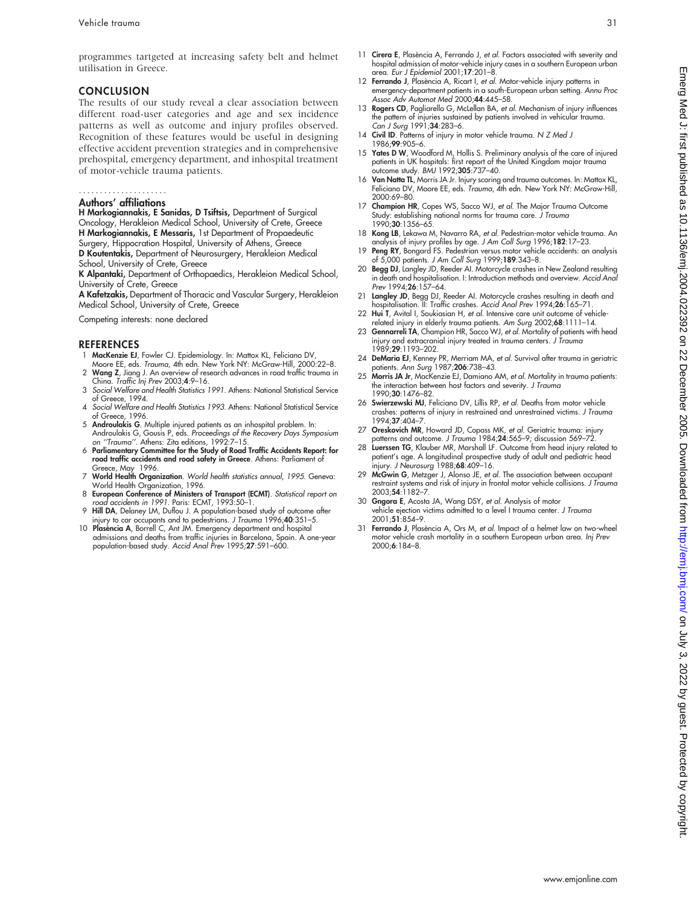programmes tartgeted at increasing safety belt and helmet utilisation in Greece.

## CONCLUSION

The results of our study reveal a clear association between different road-user categories and age and sex incidence patterns as well as outcome and injury profiles observed. Recognition of these features would be useful in designing effective accident prevention strategies and in comprehensive prehospital, emergency department, and inhospital treatment of motor-vehicle trauma patients.

### Authors' affiliations

**H Markogiannakis, E Sanidas, D Tsiftsis,** Department of Surgical Oncology, Herakleion Medical School, University of Crete, Greece
**H Markogiannakis, E Messaris,** 1st Department of Propaedeutic Surgery, Hippocration Hospital, University of Athens, Greece
**D Koutentakis,** Department of Neurosurgery, Herakleion Medical School, University of Crete, Greece
**K Alpantaki,** Department of Orthopaedics, Herakleion Medical School, University of Crete, Greece
**A Kafetzakis,** Department of Thoracic and Vascular Surgery, Herakleion Medical School, University of Crete, Greece

Competing interests: none declared

## REFERENCES

1. **MacKenzie EJ**, Fowler CJ. Epidemiology. In: Mattox KL, Feliciano DV, Moore EE, eds. *Trauma*, 4th edn. New York NY: McGraw-Hill, 2000:22–8.
2. **Wang Z**, Jiang J. An overview of research advances in road traffic trauma in China. *Traffic Inj Prev* 2003;**4**:9–16.
3. *Social Welfare and Health Statistics 1991*. Athens: National Statistical Service of Greece, 1994.
4. *Social Welfare and Health Statistics 1993*. Athens: National Statistical Service of Greece, 1996.
5. **Androulakis G**. Multiple injured patients as an inhospital problem. In: Androulakis G, Gousis P, eds. *Proceedings of the Recovery Days Symposium on ''Trauma''*. Athens: Zita editions, 1992:7–15.
6. **Parliamentary Committee for the Study of Road Traffic Accidents Report: for road traffic accidents and road safety in Greece**. Athens: Parliament of Greece, May 1996.
7. **World Health Organization**. *World health statistics annual, 1995*. Geneva: World Health Organization, 1996.
8. **European Conference of Ministers of Transport (ECMT)**. *Statistical report on road accidents in 1991*. Paris: ECMT, 1993:50–1.
9. **Hill DA**, Delaney LM, Duflou J. A population-based study of outcome after injury to car occupants and to pedestrians. *J Trauma* 1996;**40**:351–5.
10. **Plasència A**, Borrell C, Ant JM. Emergency department and hospital admissions and deaths from traffic injuries in Barcelona, Spain. A one-year population-based study. *Accid Anal Prev* 1995;**27**:591–600.
11. **Cirera E**, Plasència A, Ferrando J, *et al*. Factors associated with severity and hospital admission of motor-vehicle injury cases in a southern European urban area. *Eur J Epidemiol* 2001;**17**:201–8.
12. **Ferrando J**, Plasència A, Ricart I, *et al*. Motor-vehicle injury patterns in emergency-department patients in a south-European urban setting. *Annu Proc Assoc Adv Automot Med* 2000;**44**:445–58.
13. **Rogers CD**, Pagliarello G, McLellan BA, *et al*. Mechanism of injury influences the pattern of injuries sustained by patients involved in vehicular trauma. *Can J Surg* 1991;**34**:283–6.
14. **Civil ID**. Patterns of injury in motor vehicle trauma. *N Z Med J* 1986;**99**:905–6.
15. **Yates D W**, Woodford M, Hollis S. Preliminary analysis of the care of injured patients in UK hospitals: first report of the United Kingdom major trauma outcome study. *BMJ* 1992;**305**:737–40.
16. **Van Natta TL**, Morris JA Jr. Injury scoring and trauma outcomes. In: Mattox KL, Feliciano DV, Moore EE, eds. *Trauma*, 4th edn. New York NY: McGraw-Hill, 2000:69–80.
17. **Champion HR**, Copes WS, Sacco WJ, *et al*. The Major Trauma Outcome Study: establishing national norms for trauma care. *J Trauma* 1990;**30**:1356–65.
18. **Kong LB**, Lekawa M, Navarro RA, *et al*. Pedestrian-motor vehicle trauma. An analysis of injury profiles by age. *J Am Coll Surg* 1996;**182**:17–23.
19. **Peng RY**, Bongard FS. Pedestrian versus motor vehicle accidents: an analysis of 5,000 patients. *J Am Coll Surg* 1999;**189**:343–8.
20. **Begg DJ**, Langley JD, Reeder AI. Motorcycle crashes in New Zealand resulting in death and hospitalisation. I: Introduction methods and overview. *Accid Anal Prev* 1994;**26**:157–64.
21. **Langley JD**, Begg DJ, Reeder AI. Motorcycle crashes resulting in death and hospitalisation. II: Traffic crashes. *Accid Anal Prev* 1994;**26**:165–71.
22. **Hui T**, Avital I, Soukiasian H, *et al*. Intensive care unit outcome of vehicle-related injury in elderly trauma patients. *Am Surg* 2002;**68**:1111–14.
23. **Gennarreli TA**, Champion HR, Sacco WJ, *et al*. Mortality of patients with head injury and extracranial injury treated in trauma centers. *J Trauma* 1989;**29**:1193–202.
24. **DeMaria EJ**, Kenney PR, Merriam MA, *et al*. Survival after trauma in geriatric patients. *Ann Surg* 1987;**206**:738–43.
25. **Morris JA Jr**, MacKenzie EJ, Damiano AM, *et al*. Mortality in trauma patients: the interaction between host factors and severity. *J Trauma* 1990;**30**:1476–82.
26. **Swierzewski MJ**, Feliciano DV, Lillis RP, *et al*. Deaths from motor vehicle crashes: patterns of injury in restrained and unrestrained victims. *J Trauma* 1994;**37**:404–7.
27. **Oreskovich MR**, Howard JD, Copass MK, *et al*. Geriatric trauma: injury patterns and outcome. *J Trauma* 1984;**24**:565–9; discussion 569–72.
28. **Luerssen TG**, Klauber MR, Marshall LF. Outcome from head injury related to patient's age. A longitudinal prospective study of adult and pediatric head injury. *J Neurosurg* 1988;**68**:409–16.
29. **McGwin G**, Metzger J, Alonso JE, *et al*. The association between occupant restraint systems and risk of injury in frontal motor vehicle collisions. *J Trauma* 2003;**54**:1182–7.
30. **Gngora E**, Acosta JA, Wang DSY, *et al*. Analysis of motor vehicle ejection victims admitted to a level I trauma center. *J Trauma* 2001;**51**:854–9.
31. **Ferrando J**, Plasència A, Ors M, *et al*. Impact of a helmet law on two-wheel motor vehicle crash mortality in a southern European urban area. *Inj Prev* 2000;**6**:184–8.